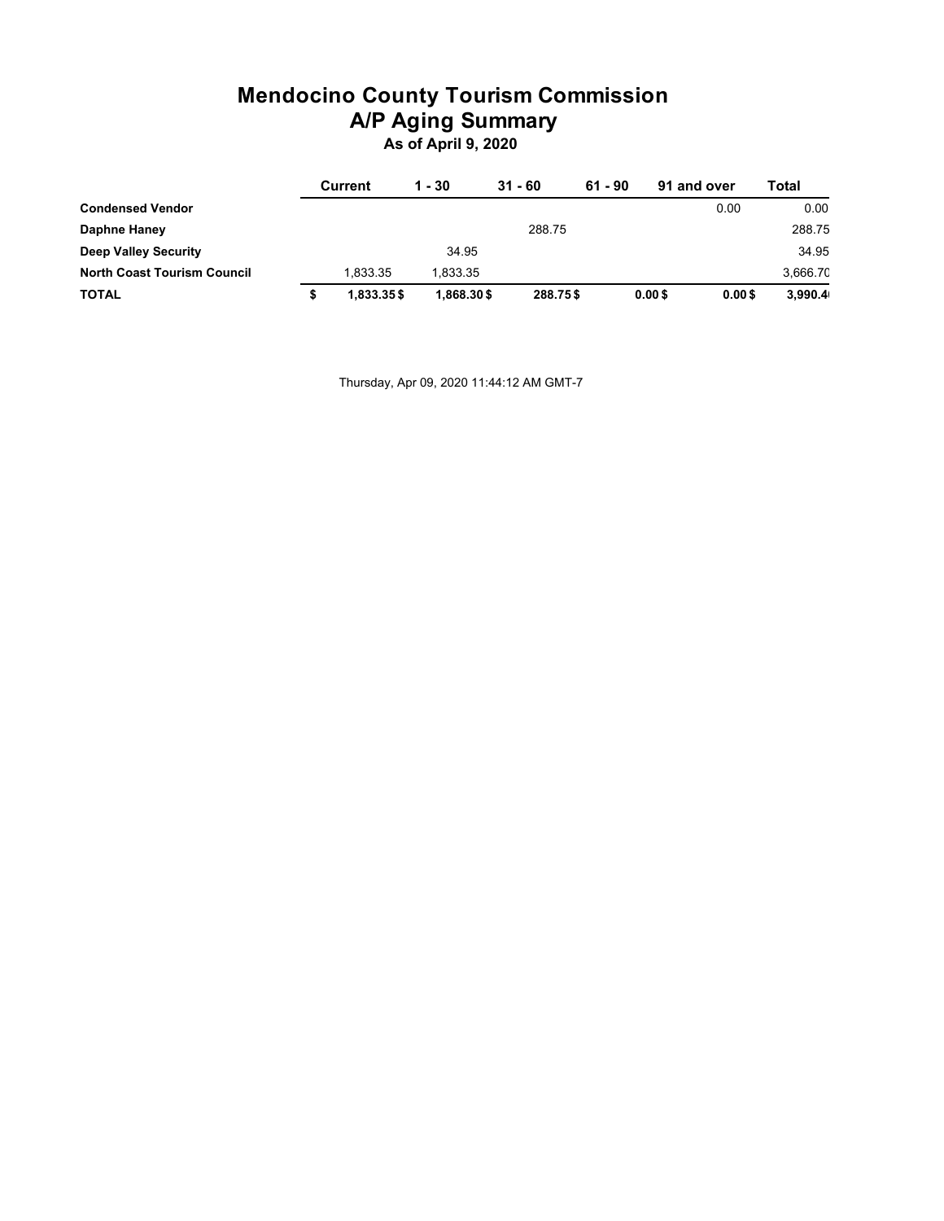# Mendocino County Tourism Commission
## A/P Aging Summary
### As of April 9, 2020

| | Current | 1 - 30 | 31 - 60 | 61 - 90 | 91 and over | Total |
|---|---|---|---|---|---|---|
| **Condensed Vendor** | | | | | 0.00 | 0.00 |
| **Daphne Haney** | | | 288.75 | | | 288.75 |
| **Deep Valley Security** | | 34.95 | | | | 34.95 |
| **North Coast Tourism Council** | 1,833.35 | 1,833.35 | | | | 3,666.70 |
| **TOTAL** | **$ 1,833.35** | **$ 1,868.30** | **$ 288.75** | **$ 0.00** | **$ 0.00** | **$ 3,990.40** |

Thursday, Apr 09, 2020 11:44:12 AM GMT-7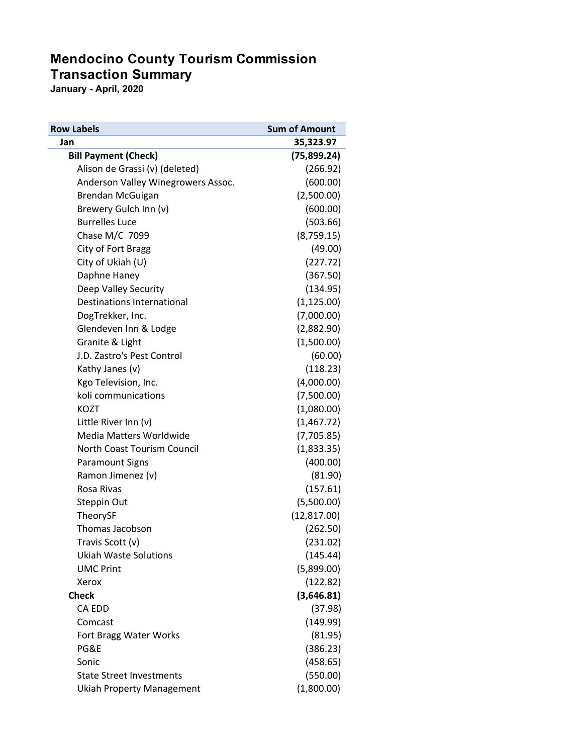# Mendocino County Tourism Commission
## Transaction Summary
**January - April, 2020**

| Row Labels | Sum of Amount |
|---|---|
| **Jan** | **35,323.97** |
| **Bill Payment (Check)** | **(75,899.24)** |
| Alison de Grassi (v) (deleted) | (266.92) |
| Anderson Valley Winegrowers Assoc. | (600.00) |
| Brendan McGuigan | (2,500.00) |
| Brewery Gulch Inn (v) | (600.00) |
| Burrelles Luce | (503.66) |
| Chase M/C 7099 | (8,759.15) |
| City of Fort Bragg | (49.00) |
| City of Ukiah (U) | (227.72) |
| Daphne Haney | (367.50) |
| Deep Valley Security | (134.95) |
| Destinations International | (1,125.00) |
| DogTrekker, Inc. | (7,000.00) |
| Glendeven Inn & Lodge | (2,882.90) |
| Granite & Light | (1,500.00) |
| J.D. Zastro's Pest Control | (60.00) |
| Kathy Janes (v) | (118.23) |
| Kgo Television, Inc. | (4,000.00) |
| koli communications | (7,500.00) |
| KOZT | (1,080.00) |
| Little River Inn (v) | (1,467.72) |
| Media Matters Worldwide | (7,705.85) |
| North Coast Tourism Council | (1,833.35) |
| Paramount Signs | (400.00) |
| Ramon Jimenez (v) | (81.90) |
| Rosa Rivas | (157.61) |
| Steppin Out | (5,500.00) |
| TheorySF | (12,817.00) |
| Thomas Jacobson | (262.50) |
| Travis Scott (v) | (231.02) |
| Ukiah Waste Solutions | (145.44) |
| UMC Print | (5,899.00) |
| Xerox | (122.82) |
| **Check** | **(3,646.81)** |
| CA EDD | (37.98) |
| Comcast | (149.99) |
| Fort Bragg Water Works | (81.95) |
| PG&E | (386.23) |
| Sonic | (458.65) |
| State Street Investments | (550.00) |
| Ukiah Property Management | (1,800.00) |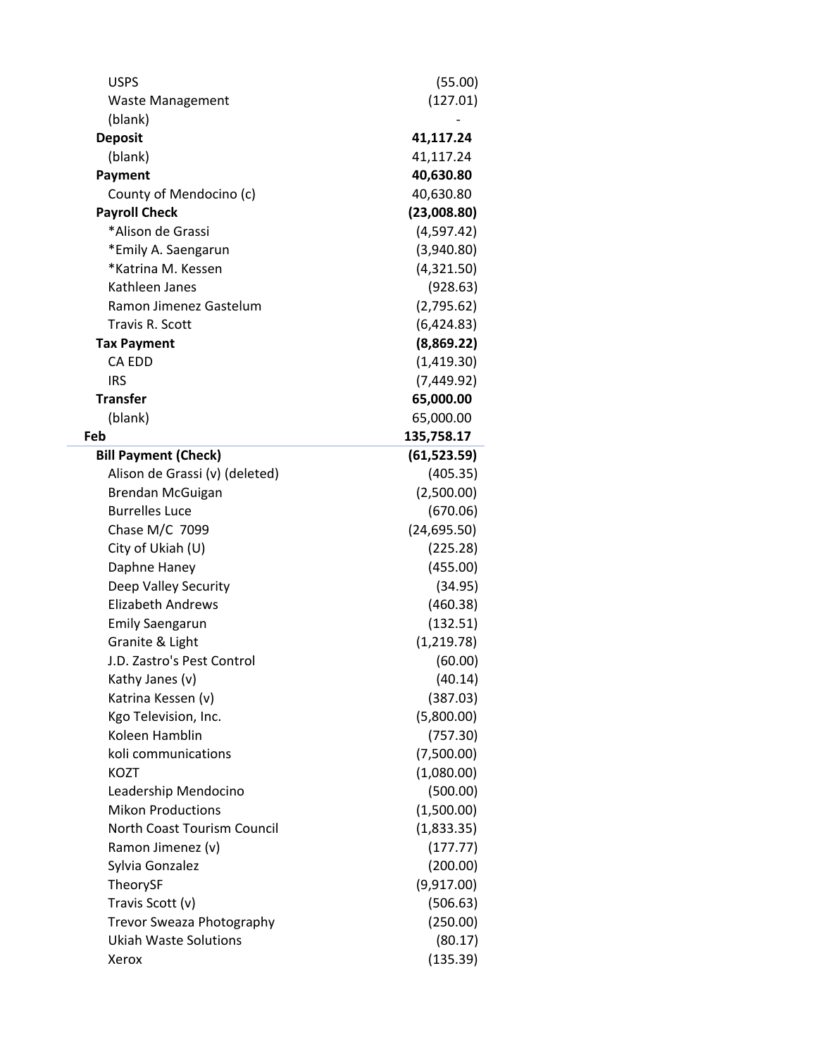| | |
|---|---|
| USPS | (55.00) |
| Waste Management | (127.01) |
| (blank) | - |
| **Deposit** | **41,117.24** |
| (blank) | 41,117.24 |
| **Payment** | **40,630.80** |
| County of Mendocino (c) | 40,630.80 |
| **Payroll Check** | **(23,008.80)** |
| *Alison de Grassi | (4,597.42) |
| *Emily A. Saengarun | (3,940.80) |
| *Katrina M. Kessen | (4,321.50) |
| Kathleen Janes | (928.63) |
| Ramon Jimenez Gastelum | (2,795.62) |
| Travis R. Scott | (6,424.83) |
| **Tax Payment** | **(8,869.22)** |
| CA EDD | (1,419.30) |
| IRS | (7,449.92) |
| **Transfer** | **65,000.00** |
| (blank) | 65,000.00 |
| **Feb** | **135,758.17** |
| **Bill Payment (Check)** | **(61,523.59)** |
| Alison de Grassi (v) (deleted) | (405.35) |
| Brendan McGuigan | (2,500.00) |
| Burrelles Luce | (670.06) |
| Chase M/C 7099 | (24,695.50) |
| City of Ukiah (U) | (225.28) |
| Daphne Haney | (455.00) |
| Deep Valley Security | (34.95) |
| Elizabeth Andrews | (460.38) |
| Emily Saengarun | (132.51) |
| Granite & Light | (1,219.78) |
| J.D. Zastro's Pest Control | (60.00) |
| Kathy Janes (v) | (40.14) |
| Katrina Kessen (v) | (387.03) |
| Kgo Television, Inc. | (5,800.00) |
| Koleen Hamblin | (757.30) |
| koli communications | (7,500.00) |
| KOZT | (1,080.00) |
| Leadership Mendocino | (500.00) |
| Mikon Productions | (1,500.00) |
| North Coast Tourism Council | (1,833.35) |
| Ramon Jimenez (v) | (177.77) |
| Sylvia Gonzalez | (200.00) |
| TheorySF | (9,917.00) |
| Travis Scott (v) | (506.63) |
| Trevor Sweaza Photography | (250.00) |
| Ukiah Waste Solutions | (80.17) |
| Xerox | (135.39) |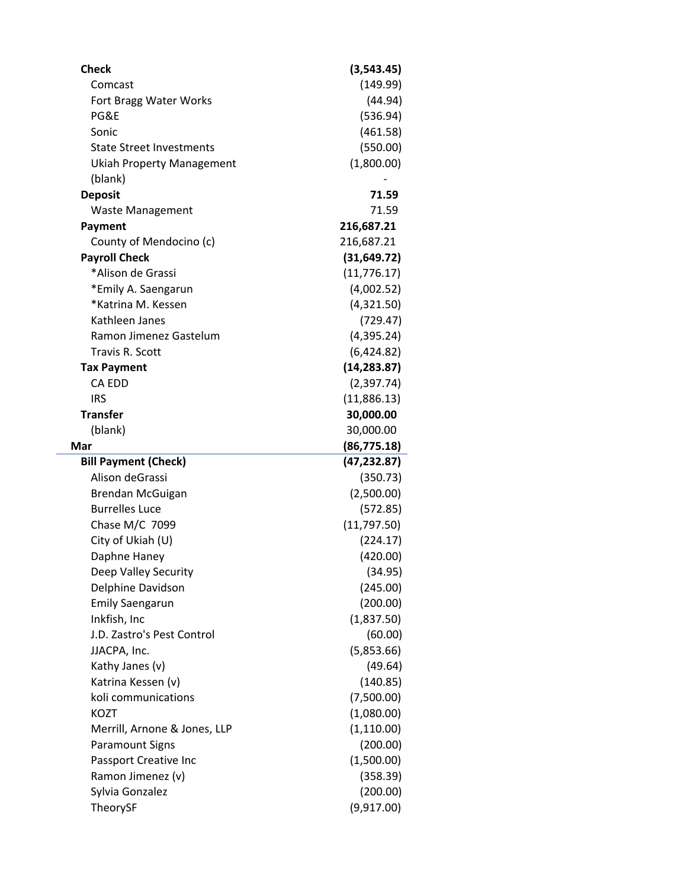| | |
|---|---|
| **Check** | **(3,543.45)** |
| Comcast | (149.99) |
| Fort Bragg Water Works | (44.94) |
| PG&E | (536.94) |
| Sonic | (461.58) |
| State Street Investments | (550.00) |
| Ukiah Property Management | (1,800.00) |
| (blank) | - |
| **Deposit** | **71.59** |
| Waste Management | 71.59 |
| **Payment** | **216,687.21** |
| County of Mendocino (c) | 216,687.21 |
| **Payroll Check** | **(31,649.72)** |
| *Alison de Grassi | (11,776.17) |
| *Emily A. Saengarun | (4,002.52) |
| *Katrina M. Kessen | (4,321.50) |
| Kathleen Janes | (729.47) |
| Ramon Jimenez Gastelum | (4,395.24) |
| Travis R. Scott | (6,424.82) |
| **Tax Payment** | **(14,283.87)** |
| CA EDD | (2,397.74) |
| IRS | (11,886.13) |
| **Transfer** | **30,000.00** |
| (blank) | 30,000.00 |
| **Mar** | **(86,775.18)** |
| **Bill Payment (Check)** | **(47,232.87)** |
| Alison deGrassi | (350.73) |
| Brendan McGuigan | (2,500.00) |
| Burrelles Luce | (572.85) |
| Chase M/C 7099 | (11,797.50) |
| City of Ukiah (U) | (224.17) |
| Daphne Haney | (420.00) |
| Deep Valley Security | (34.95) |
| Delphine Davidson | (245.00) |
| Emily Saengarun | (200.00) |
| Inkfish, Inc | (1,837.50) |
| J.D. Zastro's Pest Control | (60.00) |
| JJACPA, Inc. | (5,853.66) |
| Kathy Janes (v) | (49.64) |
| Katrina Kessen (v) | (140.85) |
| koli communications | (7,500.00) |
| KOZT | (1,080.00) |
| Merrill, Arnone & Jones, LLP | (1,110.00) |
| Paramount Signs | (200.00) |
| Passport Creative Inc | (1,500.00) |
| Ramon Jimenez (v) | (358.39) |
| Sylvia Gonzalez | (200.00) |
| TheorySF | (9,917.00) |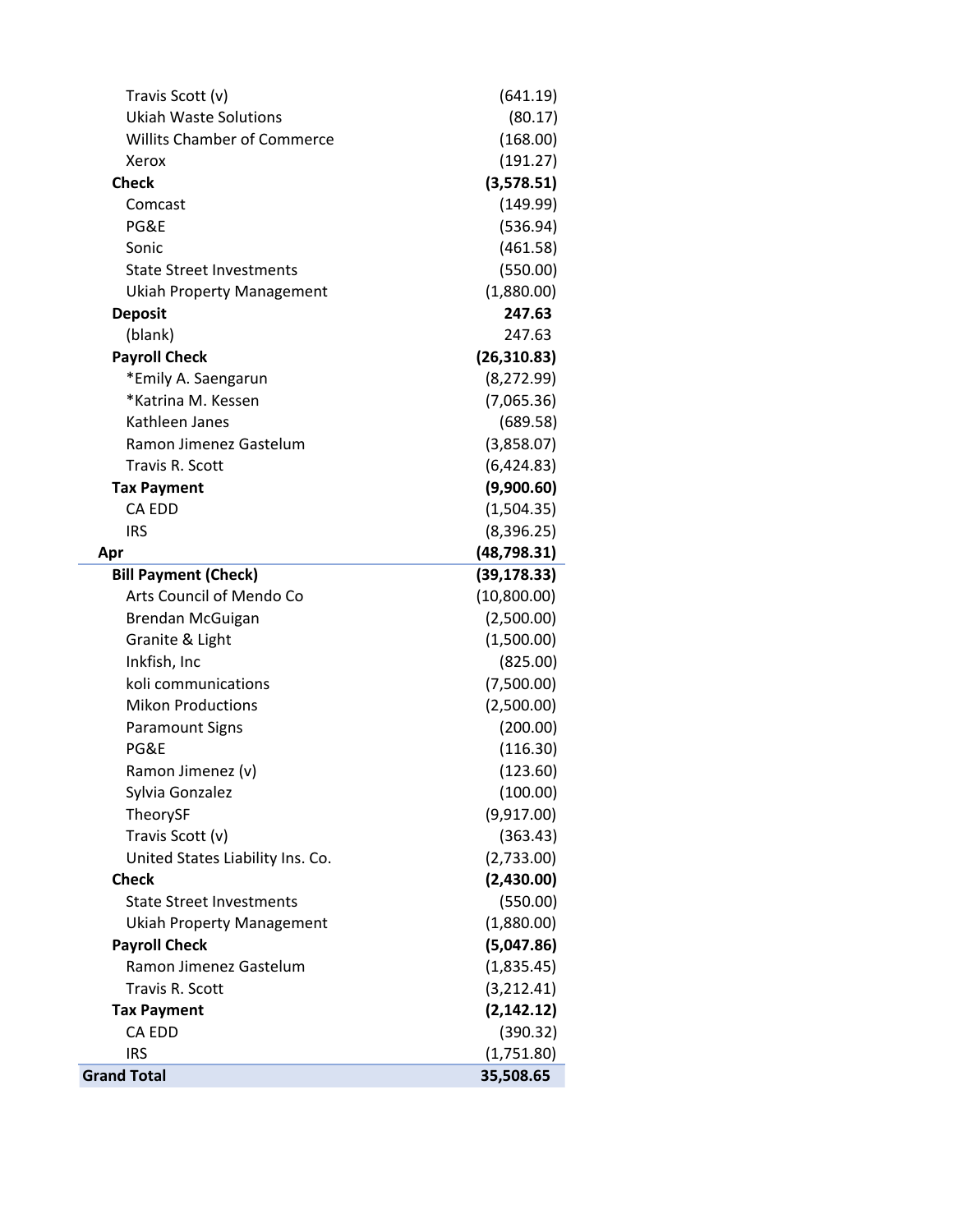| | |
|---|---|
| Travis Scott (v) | (641.19) |
| Ukiah Waste Solutions | (80.17) |
| Willits Chamber of Commerce | (168.00) |
| Xerox | (191.27) |
| **Check** | **(3,578.51)** |
| Comcast | (149.99) |
| PG&E | (536.94) |
| Sonic | (461.58) |
| State Street Investments | (550.00) |
| Ukiah Property Management | (1,880.00) |
| **Deposit** | **247.63** |
| (blank) | 247.63 |
| **Payroll Check** | **(26,310.83)** |
| *Emily A. Saengarun | (8,272.99) |
| *Katrina M. Kessen | (7,065.36) |
| Kathleen Janes | (689.58) |
| Ramon Jimenez Gastelum | (3,858.07) |
| Travis R. Scott | (6,424.83) |
| **Tax Payment** | **(9,900.60)** |
| CA EDD | (1,504.35) |
| IRS | (8,396.25) |
| **Apr** | **(48,798.31)** |
| **Bill Payment (Check)** | **(39,178.33)** |
| Arts Council of Mendo Co | (10,800.00) |
| Brendan McGuigan | (2,500.00) |
| Granite & Light | (1,500.00) |
| Inkfish, Inc | (825.00) |
| koli communications | (7,500.00) |
| Mikon Productions | (2,500.00) |
| Paramount Signs | (200.00) |
| PG&E | (116.30) |
| Ramon Jimenez (v) | (123.60) |
| Sylvia Gonzalez | (100.00) |
| TheorySF | (9,917.00) |
| Travis Scott (v) | (363.43) |
| United States Liability Ins. Co. | (2,733.00) |
| **Check** | **(2,430.00)** |
| State Street Investments | (550.00) |
| Ukiah Property Management | (1,880.00) |
| **Payroll Check** | **(5,047.86)** |
| Ramon Jimenez Gastelum | (1,835.45) |
| Travis R. Scott | (3,212.41) |
| **Tax Payment** | **(2,142.12)** |
| CA EDD | (390.32) |
| IRS | (1,751.80) |
| **Grand Total** | **35,508.65** |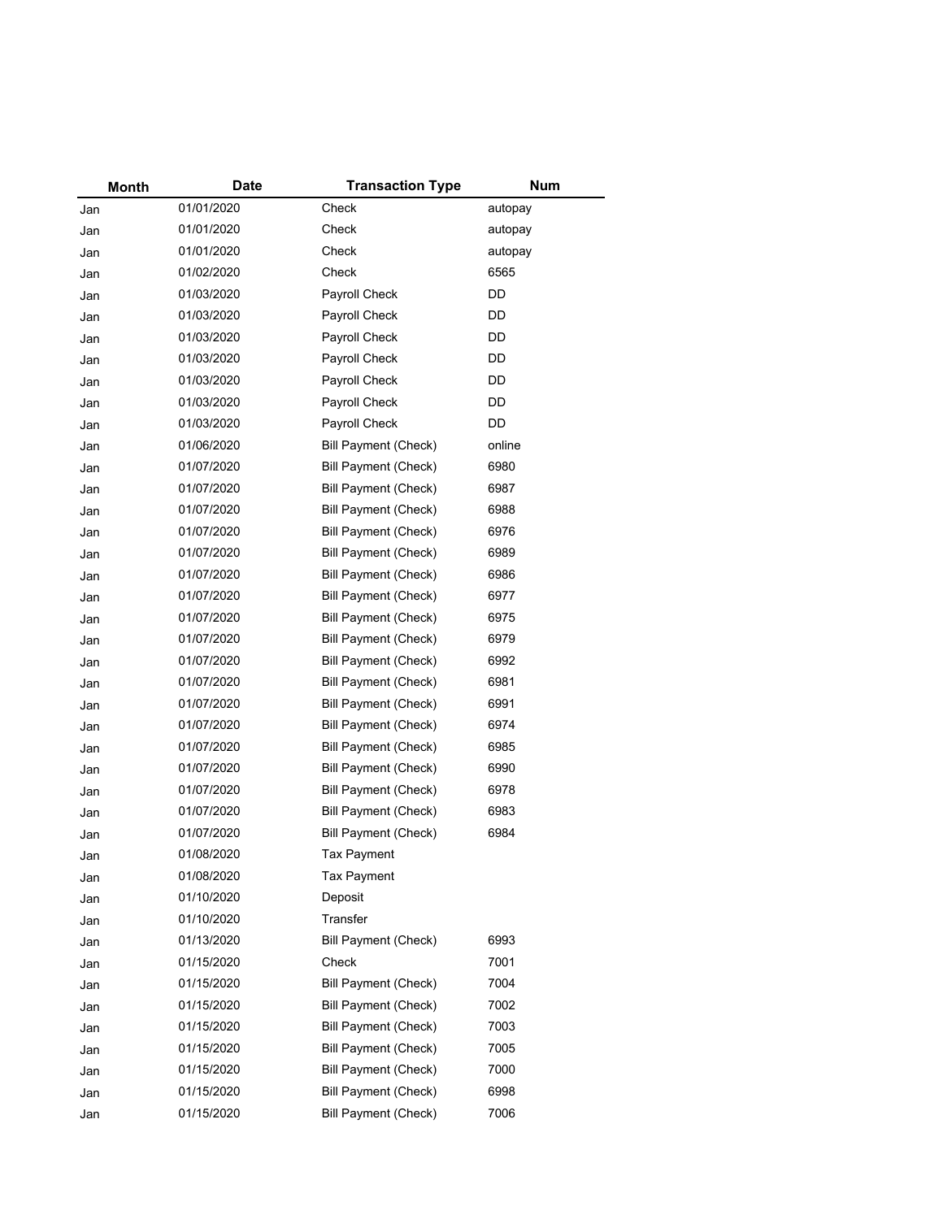| Month | Date | Transaction Type | Num |
|---|---|---|---|
| Jan | 01/01/2020 | Check | autopay |
| Jan | 01/01/2020 | Check | autopay |
| Jan | 01/01/2020 | Check | autopay |
| Jan | 01/02/2020 | Check | 6565 |
| Jan | 01/03/2020 | Payroll Check | DD |
| Jan | 01/03/2020 | Payroll Check | DD |
| Jan | 01/03/2020 | Payroll Check | DD |
| Jan | 01/03/2020 | Payroll Check | DD |
| Jan | 01/03/2020 | Payroll Check | DD |
| Jan | 01/03/2020 | Payroll Check | DD |
| Jan | 01/03/2020 | Payroll Check | DD |
| Jan | 01/06/2020 | Bill Payment (Check) | online |
| Jan | 01/07/2020 | Bill Payment (Check) | 6980 |
| Jan | 01/07/2020 | Bill Payment (Check) | 6987 |
| Jan | 01/07/2020 | Bill Payment (Check) | 6988 |
| Jan | 01/07/2020 | Bill Payment (Check) | 6976 |
| Jan | 01/07/2020 | Bill Payment (Check) | 6989 |
| Jan | 01/07/2020 | Bill Payment (Check) | 6986 |
| Jan | 01/07/2020 | Bill Payment (Check) | 6977 |
| Jan | 01/07/2020 | Bill Payment (Check) | 6975 |
| Jan | 01/07/2020 | Bill Payment (Check) | 6979 |
| Jan | 01/07/2020 | Bill Payment (Check) | 6992 |
| Jan | 01/07/2020 | Bill Payment (Check) | 6981 |
| Jan | 01/07/2020 | Bill Payment (Check) | 6991 |
| Jan | 01/07/2020 | Bill Payment (Check) | 6974 |
| Jan | 01/07/2020 | Bill Payment (Check) | 6985 |
| Jan | 01/07/2020 | Bill Payment (Check) | 6990 |
| Jan | 01/07/2020 | Bill Payment (Check) | 6978 |
| Jan | 01/07/2020 | Bill Payment (Check) | 6983 |
| Jan | 01/07/2020 | Bill Payment (Check) | 6984 |
| Jan | 01/08/2020 | Tax Payment | |
| Jan | 01/08/2020 | Tax Payment | |
| Jan | 01/10/2020 | Deposit | |
| Jan | 01/10/2020 | Transfer | |
| Jan | 01/13/2020 | Bill Payment (Check) | 6993 |
| Jan | 01/15/2020 | Check | 7001 |
| Jan | 01/15/2020 | Bill Payment (Check) | 7004 |
| Jan | 01/15/2020 | Bill Payment (Check) | 7002 |
| Jan | 01/15/2020 | Bill Payment (Check) | 7003 |
| Jan | 01/15/2020 | Bill Payment (Check) | 7005 |
| Jan | 01/15/2020 | Bill Payment (Check) | 7000 |
| Jan | 01/15/2020 | Bill Payment (Check) | 6998 |
| Jan | 01/15/2020 | Bill Payment (Check) | 7006 |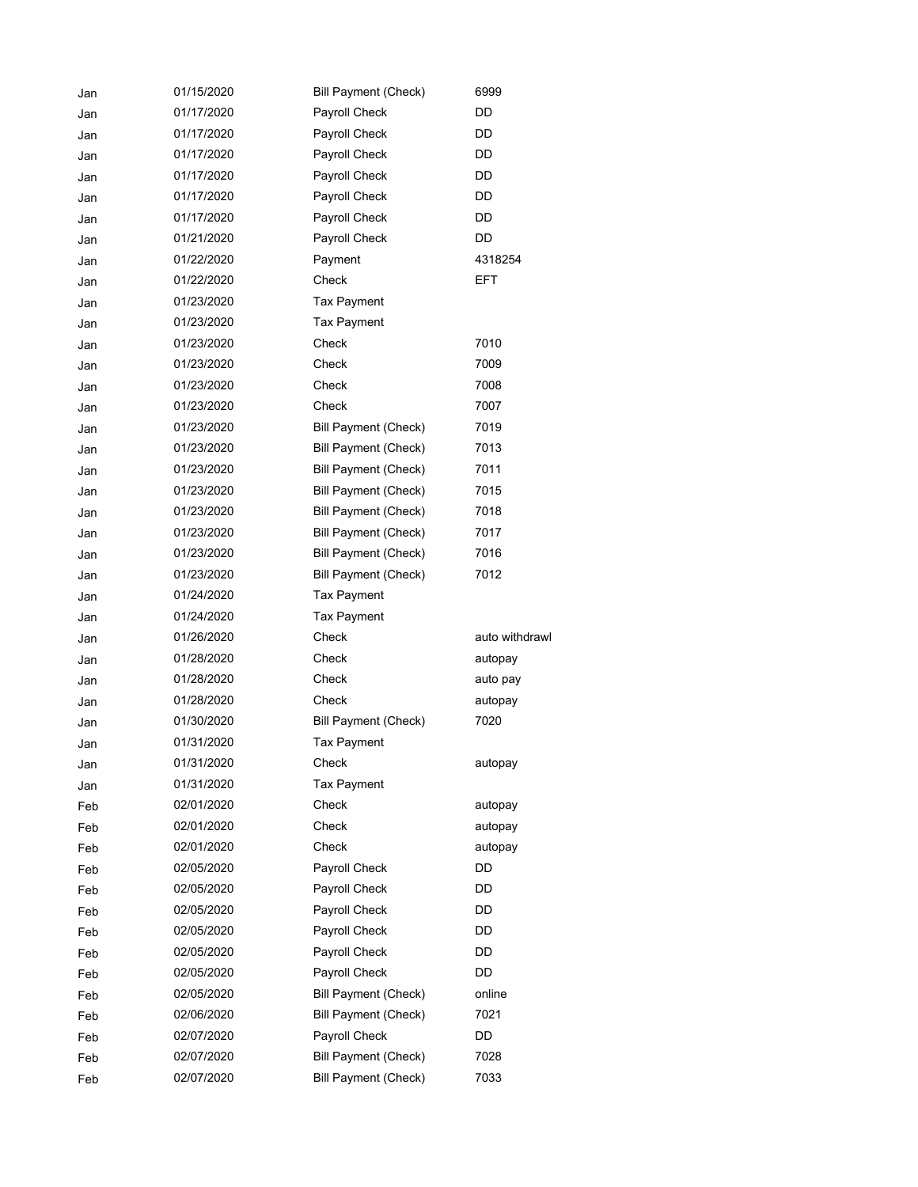| | | | |
|---|---|---|---|
| Jan | 01/15/2020 | Bill Payment (Check) | 6999 |
| Jan | 01/17/2020 | Payroll Check | DD |
| Jan | 01/17/2020 | Payroll Check | DD |
| Jan | 01/17/2020 | Payroll Check | DD |
| Jan | 01/17/2020 | Payroll Check | DD |
| Jan | 01/17/2020 | Payroll Check | DD |
| Jan | 01/17/2020 | Payroll Check | DD |
| Jan | 01/21/2020 | Payroll Check | DD |
| Jan | 01/22/2020 | Payment | 4318254 |
| Jan | 01/22/2020 | Check | EFT |
| Jan | 01/23/2020 | Tax Payment | |
| Jan | 01/23/2020 | Tax Payment | |
| Jan | 01/23/2020 | Check | 7010 |
| Jan | 01/23/2020 | Check | 7009 |
| Jan | 01/23/2020 | Check | 7008 |
| Jan | 01/23/2020 | Check | 7007 |
| Jan | 01/23/2020 | Bill Payment (Check) | 7019 |
| Jan | 01/23/2020 | Bill Payment (Check) | 7013 |
| Jan | 01/23/2020 | Bill Payment (Check) | 7011 |
| Jan | 01/23/2020 | Bill Payment (Check) | 7015 |
| Jan | 01/23/2020 | Bill Payment (Check) | 7018 |
| Jan | 01/23/2020 | Bill Payment (Check) | 7017 |
| Jan | 01/23/2020 | Bill Payment (Check) | 7016 |
| Jan | 01/23/2020 | Bill Payment (Check) | 7012 |
| Jan | 01/24/2020 | Tax Payment | |
| Jan | 01/24/2020 | Tax Payment | |
| Jan | 01/26/2020 | Check | auto withdrawl |
| Jan | 01/28/2020 | Check | autopay |
| Jan | 01/28/2020 | Check | auto pay |
| Jan | 01/28/2020 | Check | autopay |
| Jan | 01/30/2020 | Bill Payment (Check) | 7020 |
| Jan | 01/31/2020 | Tax Payment | |
| Jan | 01/31/2020 | Check | autopay |
| Jan | 01/31/2020 | Tax Payment | |
| Feb | 02/01/2020 | Check | autopay |
| Feb | 02/01/2020 | Check | autopay |
| Feb | 02/01/2020 | Check | autopay |
| Feb | 02/05/2020 | Payroll Check | DD |
| Feb | 02/05/2020 | Payroll Check | DD |
| Feb | 02/05/2020 | Payroll Check | DD |
| Feb | 02/05/2020 | Payroll Check | DD |
| Feb | 02/05/2020 | Payroll Check | DD |
| Feb | 02/05/2020 | Payroll Check | DD |
| Feb | 02/05/2020 | Bill Payment (Check) | online |
| Feb | 02/06/2020 | Bill Payment (Check) | 7021 |
| Feb | 02/07/2020 | Payroll Check | DD |
| Feb | 02/07/2020 | Bill Payment (Check) | 7028 |
| Feb | 02/07/2020 | Bill Payment (Check) | 7033 |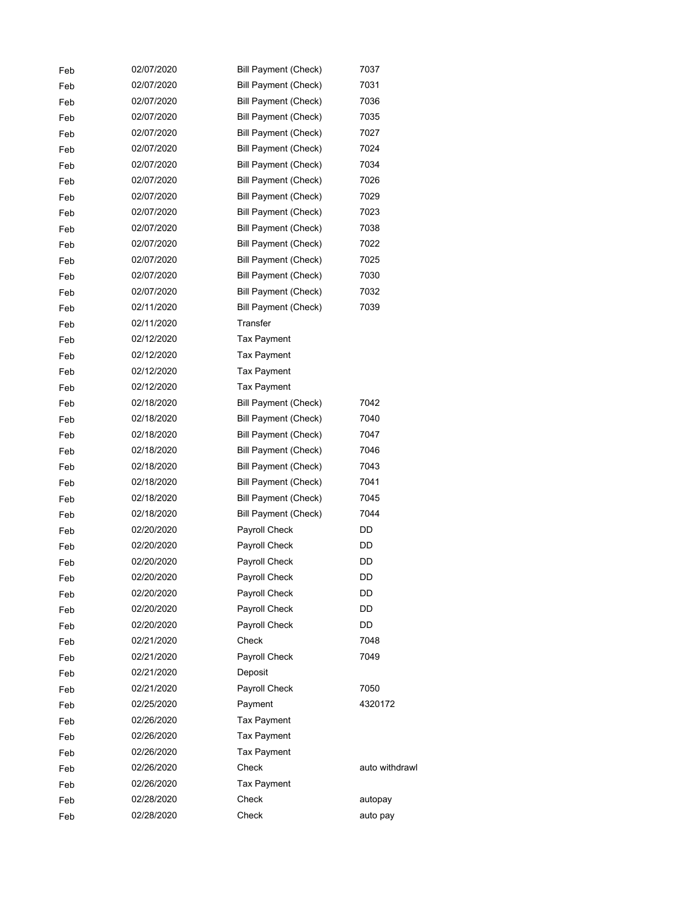| | | | |
|---|---|---|---|
| Feb | 02/07/2020 | Bill Payment (Check) | 7037 |
| Feb | 02/07/2020 | Bill Payment (Check) | 7031 |
| Feb | 02/07/2020 | Bill Payment (Check) | 7036 |
| Feb | 02/07/2020 | Bill Payment (Check) | 7035 |
| Feb | 02/07/2020 | Bill Payment (Check) | 7027 |
| Feb | 02/07/2020 | Bill Payment (Check) | 7024 |
| Feb | 02/07/2020 | Bill Payment (Check) | 7034 |
| Feb | 02/07/2020 | Bill Payment (Check) | 7026 |
| Feb | 02/07/2020 | Bill Payment (Check) | 7029 |
| Feb | 02/07/2020 | Bill Payment (Check) | 7023 |
| Feb | 02/07/2020 | Bill Payment (Check) | 7038 |
| Feb | 02/07/2020 | Bill Payment (Check) | 7022 |
| Feb | 02/07/2020 | Bill Payment (Check) | 7025 |
| Feb | 02/07/2020 | Bill Payment (Check) | 7030 |
| Feb | 02/07/2020 | Bill Payment (Check) | 7032 |
| Feb | 02/11/2020 | Bill Payment (Check) | 7039 |
| Feb | 02/11/2020 | Transfer | |
| Feb | 02/12/2020 | Tax Payment | |
| Feb | 02/12/2020 | Tax Payment | |
| Feb | 02/12/2020 | Tax Payment | |
| Feb | 02/12/2020 | Tax Payment | |
| Feb | 02/18/2020 | Bill Payment (Check) | 7042 |
| Feb | 02/18/2020 | Bill Payment (Check) | 7040 |
| Feb | 02/18/2020 | Bill Payment (Check) | 7047 |
| Feb | 02/18/2020 | Bill Payment (Check) | 7046 |
| Feb | 02/18/2020 | Bill Payment (Check) | 7043 |
| Feb | 02/18/2020 | Bill Payment (Check) | 7041 |
| Feb | 02/18/2020 | Bill Payment (Check) | 7045 |
| Feb | 02/18/2020 | Bill Payment (Check) | 7044 |
| Feb | 02/20/2020 | Payroll Check | DD |
| Feb | 02/20/2020 | Payroll Check | DD |
| Feb | 02/20/2020 | Payroll Check | DD |
| Feb | 02/20/2020 | Payroll Check | DD |
| Feb | 02/20/2020 | Payroll Check | DD |
| Feb | 02/20/2020 | Payroll Check | DD |
| Feb | 02/20/2020 | Payroll Check | DD |
| Feb | 02/21/2020 | Check | 7048 |
| Feb | 02/21/2020 | Payroll Check | 7049 |
| Feb | 02/21/2020 | Deposit | |
| Feb | 02/21/2020 | Payroll Check | 7050 |
| Feb | 02/25/2020 | Payment | 4320172 |
| Feb | 02/26/2020 | Tax Payment | |
| Feb | 02/26/2020 | Tax Payment | |
| Feb | 02/26/2020 | Tax Payment | |
| Feb | 02/26/2020 | Check | auto withdrawl |
| Feb | 02/26/2020 | Tax Payment | |
| Feb | 02/28/2020 | Check | autopay |
| Feb | 02/28/2020 | Check | auto pay |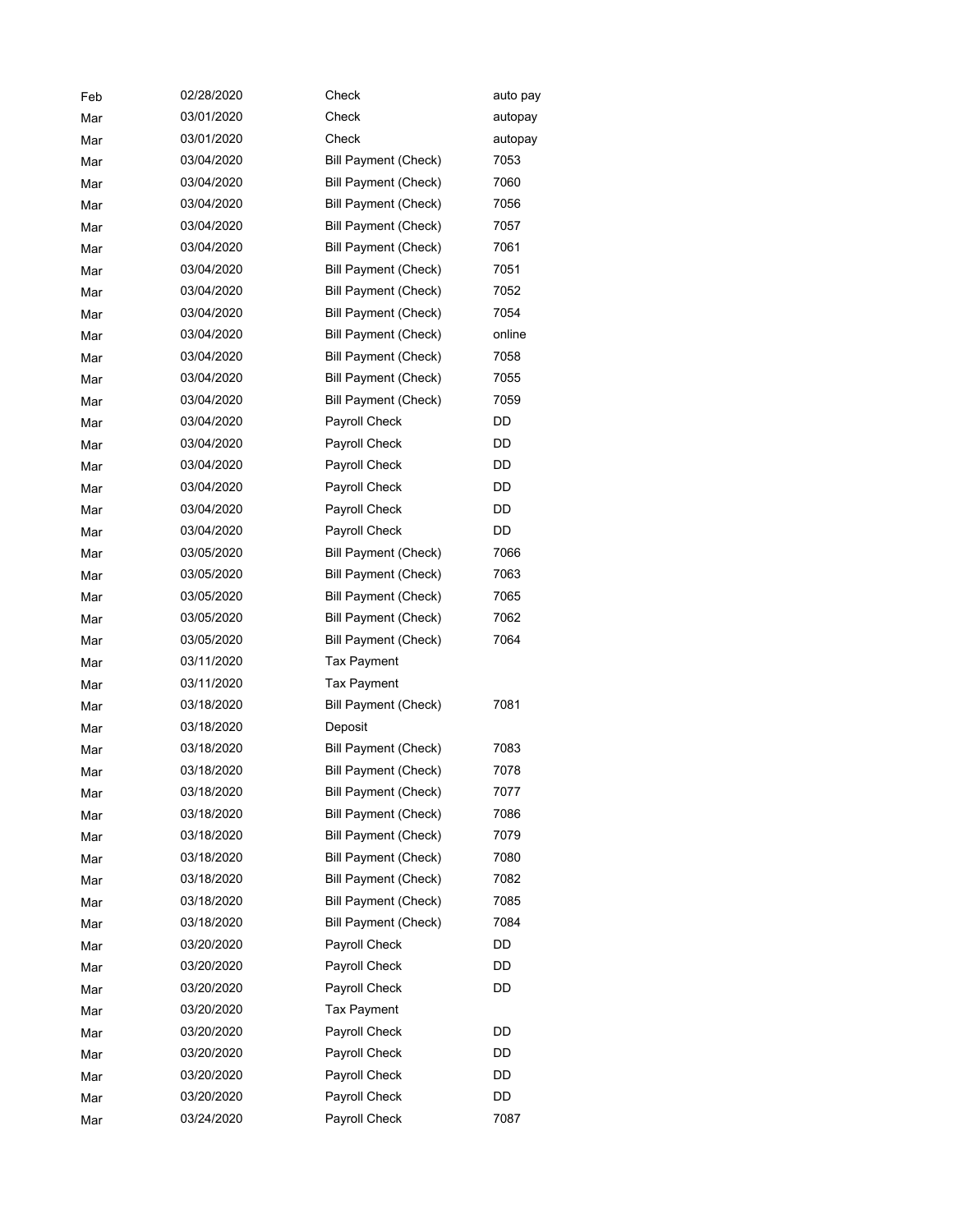| | | | |
|---|---|---|---|
| Feb | 02/28/2020 | Check | auto pay |
| Mar | 03/01/2020 | Check | autopay |
| Mar | 03/01/2020 | Check | autopay |
| Mar | 03/04/2020 | Bill Payment (Check) | 7053 |
| Mar | 03/04/2020 | Bill Payment (Check) | 7060 |
| Mar | 03/04/2020 | Bill Payment (Check) | 7056 |
| Mar | 03/04/2020 | Bill Payment (Check) | 7057 |
| Mar | 03/04/2020 | Bill Payment (Check) | 7061 |
| Mar | 03/04/2020 | Bill Payment (Check) | 7051 |
| Mar | 03/04/2020 | Bill Payment (Check) | 7052 |
| Mar | 03/04/2020 | Bill Payment (Check) | 7054 |
| Mar | 03/04/2020 | Bill Payment (Check) | online |
| Mar | 03/04/2020 | Bill Payment (Check) | 7058 |
| Mar | 03/04/2020 | Bill Payment (Check) | 7055 |
| Mar | 03/04/2020 | Bill Payment (Check) | 7059 |
| Mar | 03/04/2020 | Payroll Check | DD |
| Mar | 03/04/2020 | Payroll Check | DD |
| Mar | 03/04/2020 | Payroll Check | DD |
| Mar | 03/04/2020 | Payroll Check | DD |
| Mar | 03/04/2020 | Payroll Check | DD |
| Mar | 03/04/2020 | Payroll Check | DD |
| Mar | 03/05/2020 | Bill Payment (Check) | 7066 |
| Mar | 03/05/2020 | Bill Payment (Check) | 7063 |
| Mar | 03/05/2020 | Bill Payment (Check) | 7065 |
| Mar | 03/05/2020 | Bill Payment (Check) | 7062 |
| Mar | 03/05/2020 | Bill Payment (Check) | 7064 |
| Mar | 03/11/2020 | Tax Payment | |
| Mar | 03/11/2020 | Tax Payment | |
| Mar | 03/18/2020 | Bill Payment (Check) | 7081 |
| Mar | 03/18/2020 | Deposit | |
| Mar | 03/18/2020 | Bill Payment (Check) | 7083 |
| Mar | 03/18/2020 | Bill Payment (Check) | 7078 |
| Mar | 03/18/2020 | Bill Payment (Check) | 7077 |
| Mar | 03/18/2020 | Bill Payment (Check) | 7086 |
| Mar | 03/18/2020 | Bill Payment (Check) | 7079 |
| Mar | 03/18/2020 | Bill Payment (Check) | 7080 |
| Mar | 03/18/2020 | Bill Payment (Check) | 7082 |
| Mar | 03/18/2020 | Bill Payment (Check) | 7085 |
| Mar | 03/18/2020 | Bill Payment (Check) | 7084 |
| Mar | 03/20/2020 | Payroll Check | DD |
| Mar | 03/20/2020 | Payroll Check | DD |
| Mar | 03/20/2020 | Payroll Check | DD |
| Mar | 03/20/2020 | Tax Payment | |
| Mar | 03/20/2020 | Payroll Check | DD |
| Mar | 03/20/2020 | Payroll Check | DD |
| Mar | 03/20/2020 | Payroll Check | DD |
| Mar | 03/20/2020 | Payroll Check | DD |
| Mar | 03/24/2020 | Payroll Check | 7087 |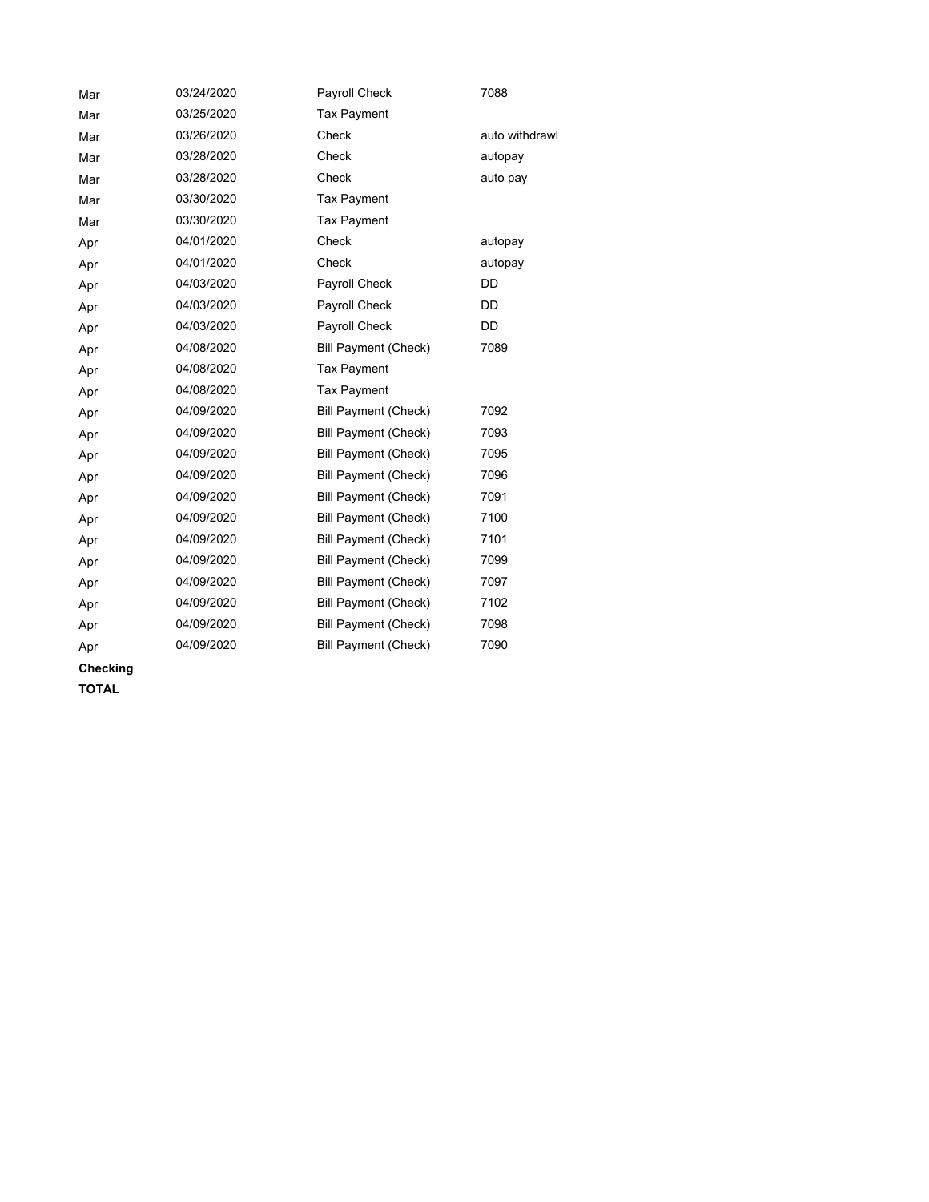| | | | |
|---|---|---|---|
| Mar | 03/24/2020 | Payroll Check | 7088 |
| Mar | 03/25/2020 | Tax Payment | |
| Mar | 03/26/2020 | Check | auto withdrawl |
| Mar | 03/28/2020 | Check | autopay |
| Mar | 03/28/2020 | Check | auto pay |
| Mar | 03/30/2020 | Tax Payment | |
| Mar | 03/30/2020 | Tax Payment | |
| Apr | 04/01/2020 | Check | autopay |
| Apr | 04/01/2020 | Check | autopay |
| Apr | 04/03/2020 | Payroll Check | DD |
| Apr | 04/03/2020 | Payroll Check | DD |
| Apr | 04/03/2020 | Payroll Check | DD |
| Apr | 04/08/2020 | Bill Payment (Check) | 7089 |
| Apr | 04/08/2020 | Tax Payment | |
| Apr | 04/08/2020 | Tax Payment | |
| Apr | 04/09/2020 | Bill Payment (Check) | 7092 |
| Apr | 04/09/2020 | Bill Payment (Check) | 7093 |
| Apr | 04/09/2020 | Bill Payment (Check) | 7095 |
| Apr | 04/09/2020 | Bill Payment (Check) | 7096 |
| Apr | 04/09/2020 | Bill Payment (Check) | 7091 |
| Apr | 04/09/2020 | Bill Payment (Check) | 7100 |
| Apr | 04/09/2020 | Bill Payment (Check) | 7101 |
| Apr | 04/09/2020 | Bill Payment (Check) | 7099 |
| Apr | 04/09/2020 | Bill Payment (Check) | 7097 |
| Apr | 04/09/2020 | Bill Payment (Check) | 7102 |
| Apr | 04/09/2020 | Bill Payment (Check) | 7098 |
| Apr | 04/09/2020 | Bill Payment (Check) | 7090 |
| **Checking** | | | |
| **TOTAL** | | | |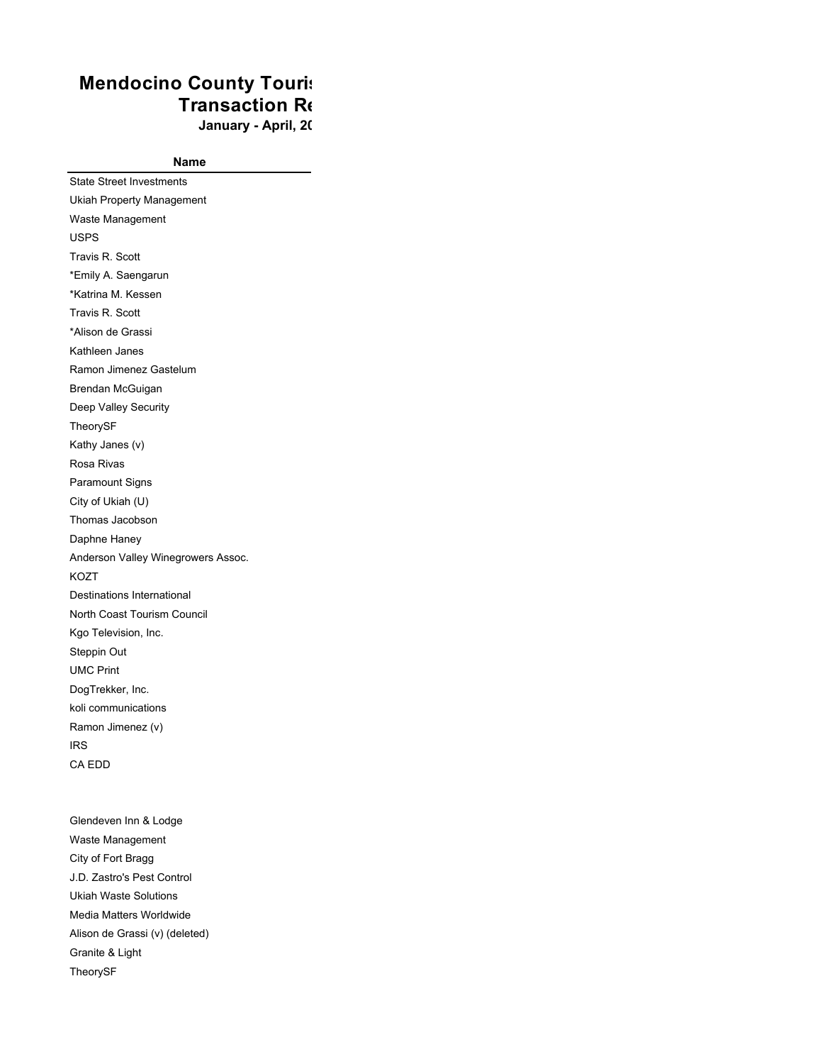# Mendocino County Touris
## Transaction Re
### January - April, 20

| Name |
|---|
| State Street Investments |
| Ukiah Property Management |
| Waste Management |
| USPS |
| Travis R. Scott |
| *Emily A. Saengarun |
| *Katrina M. Kessen |
| Travis R. Scott |
| *Alison de Grassi |
| Kathleen Janes |
| Ramon Jimenez Gastelum |
| Brendan McGuigan |
| Deep Valley Security |
| TheorySF |
| Kathy Janes (v) |
| Rosa Rivas |
| Paramount Signs |
| City of Ukiah (U) |
| Thomas Jacobson |
| Daphne Haney |
| Anderson Valley Winegrowers Assoc. |
| KOZT |
| Destinations International |
| North Coast Tourism Council |
| Kgo Television, Inc. |
| Steppin Out |
| UMC Print |
| DogTrekker, Inc. |
| koli communications |
| Ramon Jimenez (v) |
| IRS |
| CA EDD |
| |
| |
| Glendeven Inn & Lodge |
| Waste Management |
| City of Fort Bragg |
| J.D. Zastro's Pest Control |
| Ukiah Waste Solutions |
| Media Matters Worldwide |
| Alison de Grassi (v) (deleted) |
| Granite & Light |
| TheorySF |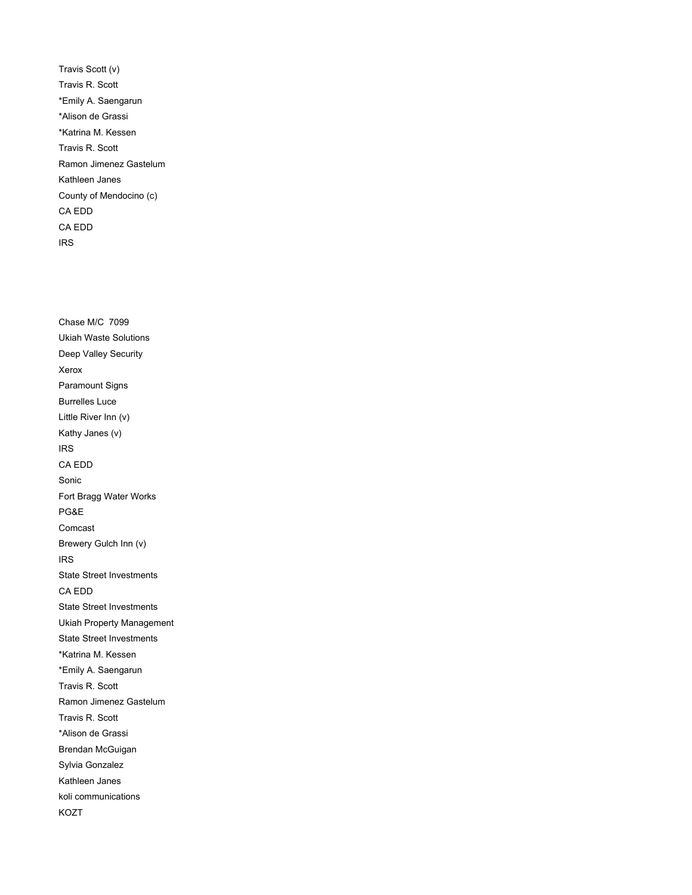Travis Scott (v)

Travis R. Scott

*Emily A. Saengarun

*Alison de Grassi

*Katrina M. Kessen

Travis R. Scott

Ramon Jimenez Gastelum

Kathleen Janes

County of Mendocino (c)

CA EDD

CA EDD

IRS

Chase M/C 7099

Ukiah Waste Solutions

Deep Valley Security

Xerox

Paramount Signs

Burrelles Luce

Little River Inn (v)

Kathy Janes (v)

IRS

CA EDD

Sonic

Fort Bragg Water Works

PG&E

Comcast

Brewery Gulch Inn (v)

IRS

State Street Investments

CA EDD

State Street Investments

Ukiah Property Management

State Street Investments

*Katrina M. Kessen

*Emily A. Saengarun

Travis R. Scott

Ramon Jimenez Gastelum

Travis R. Scott

*Alison de Grassi

Brendan McGuigan

Sylvia Gonzalez

Kathleen Janes

koli communications

KOZT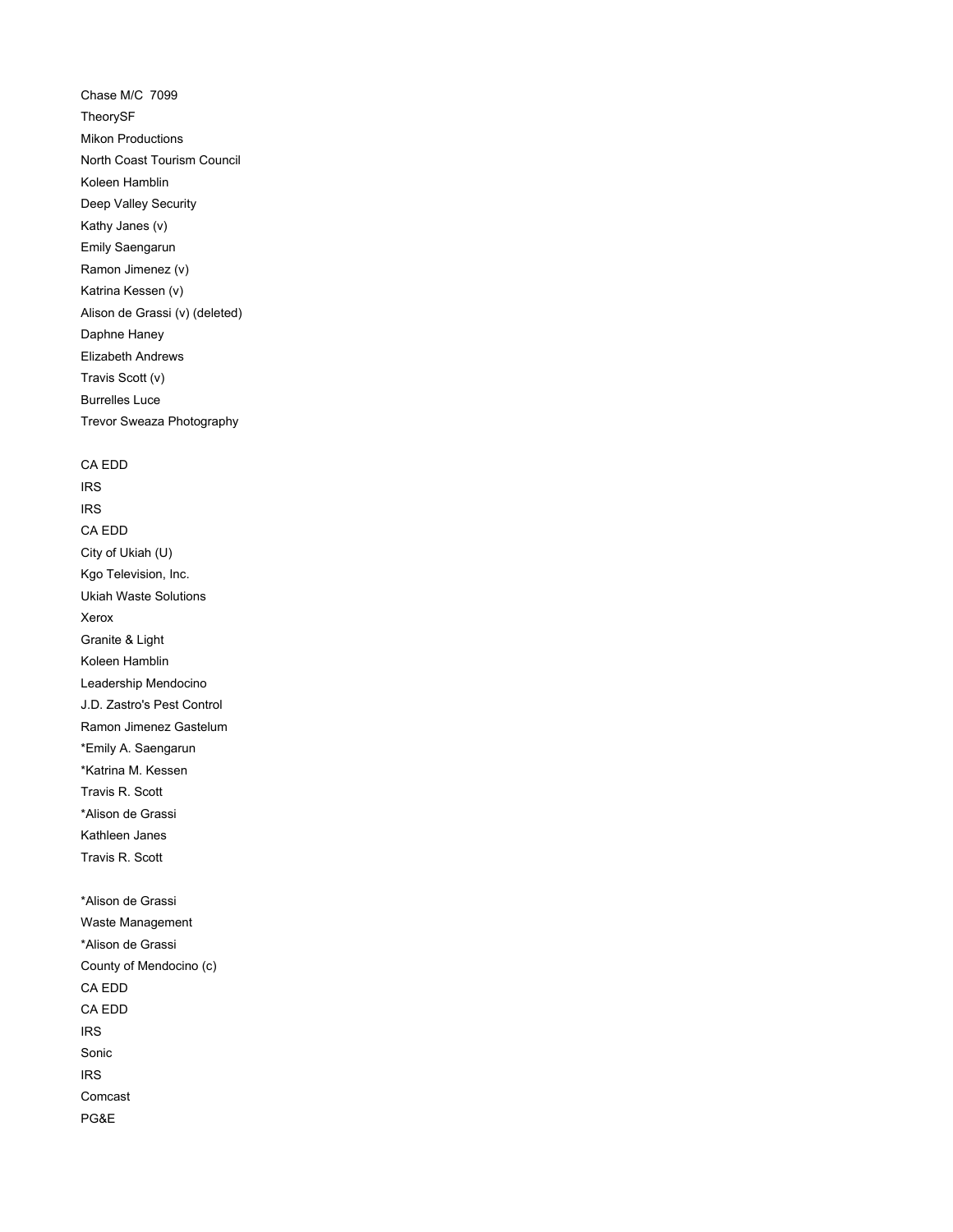Chase M/C  7099

TheorySF

Mikon Productions

North Coast Tourism Council

Koleen Hamblin

Deep Valley Security

Kathy Janes (v)

Emily Saengarun

Ramon Jimenez (v)

Katrina Kessen (v)

Alison de Grassi (v) (deleted)

Daphne Haney

Elizabeth Andrews

Travis Scott (v)

Burrelles Luce

Trevor Sweaza Photography

CA EDD

IRS

IRS

CA EDD

City of Ukiah (U)

Kgo Television, Inc.

Ukiah Waste Solutions

Xerox

Granite & Light

Koleen Hamblin

Leadership Mendocino

J.D. Zastro's Pest Control

Ramon Jimenez Gastelum

*Emily A. Saengarun

*Katrina M. Kessen

Travis R. Scott

*Alison de Grassi

Kathleen Janes

Travis R. Scott

*Alison de Grassi

Waste Management

*Alison de Grassi

County of Mendocino (c)

CA EDD

CA EDD

IRS

Sonic

IRS

Comcast

PG&E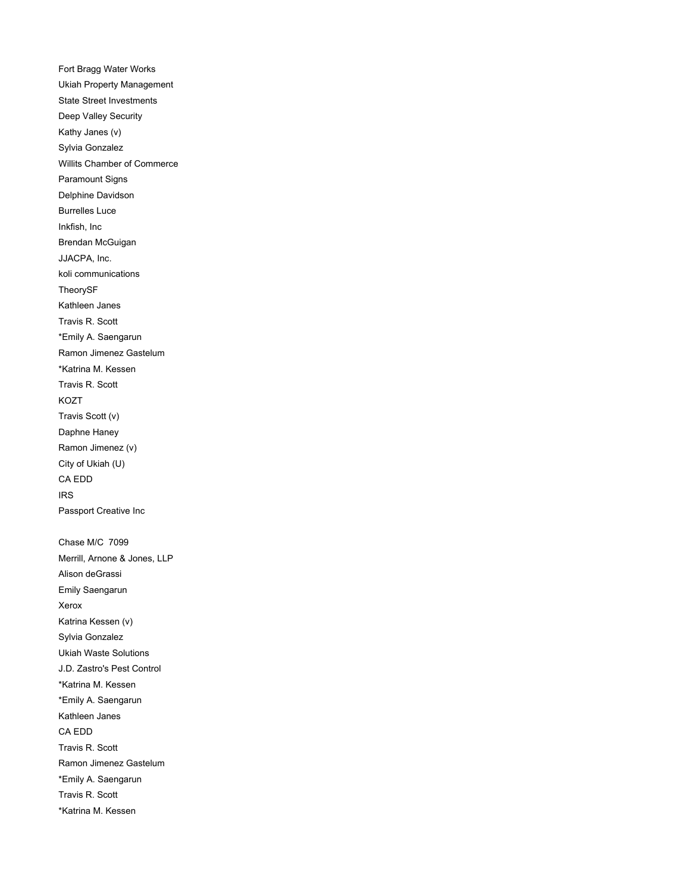Fort Bragg Water Works

Ukiah Property Management

State Street Investments

Deep Valley Security

Kathy Janes (v)

Sylvia Gonzalez

Willits Chamber of Commerce

Paramount Signs

Delphine Davidson

Burrelles Luce

Inkfish, Inc

Brendan McGuigan

JJACPA, Inc.

koli communications

TheorySF

Kathleen Janes

Travis R. Scott

*Emily A. Saengarun

Ramon Jimenez Gastelum

*Katrina M. Kessen

Travis R. Scott

KOZT

Travis Scott (v)

Daphne Haney

Ramon Jimenez (v)

City of Ukiah (U)

CA EDD

IRS

Passport Creative Inc

Chase M/C 7099

Merrill, Arnone & Jones, LLP

Alison deGrassi

Emily Saengarun

Xerox

Katrina Kessen (v)

Sylvia Gonzalez

Ukiah Waste Solutions

J.D. Zastro's Pest Control

*Katrina M. Kessen

*Emily A. Saengarun

Kathleen Janes

CA EDD

Travis R. Scott

Ramon Jimenez Gastelum

*Emily A. Saengarun

Travis R. Scott

*Katrina M. Kessen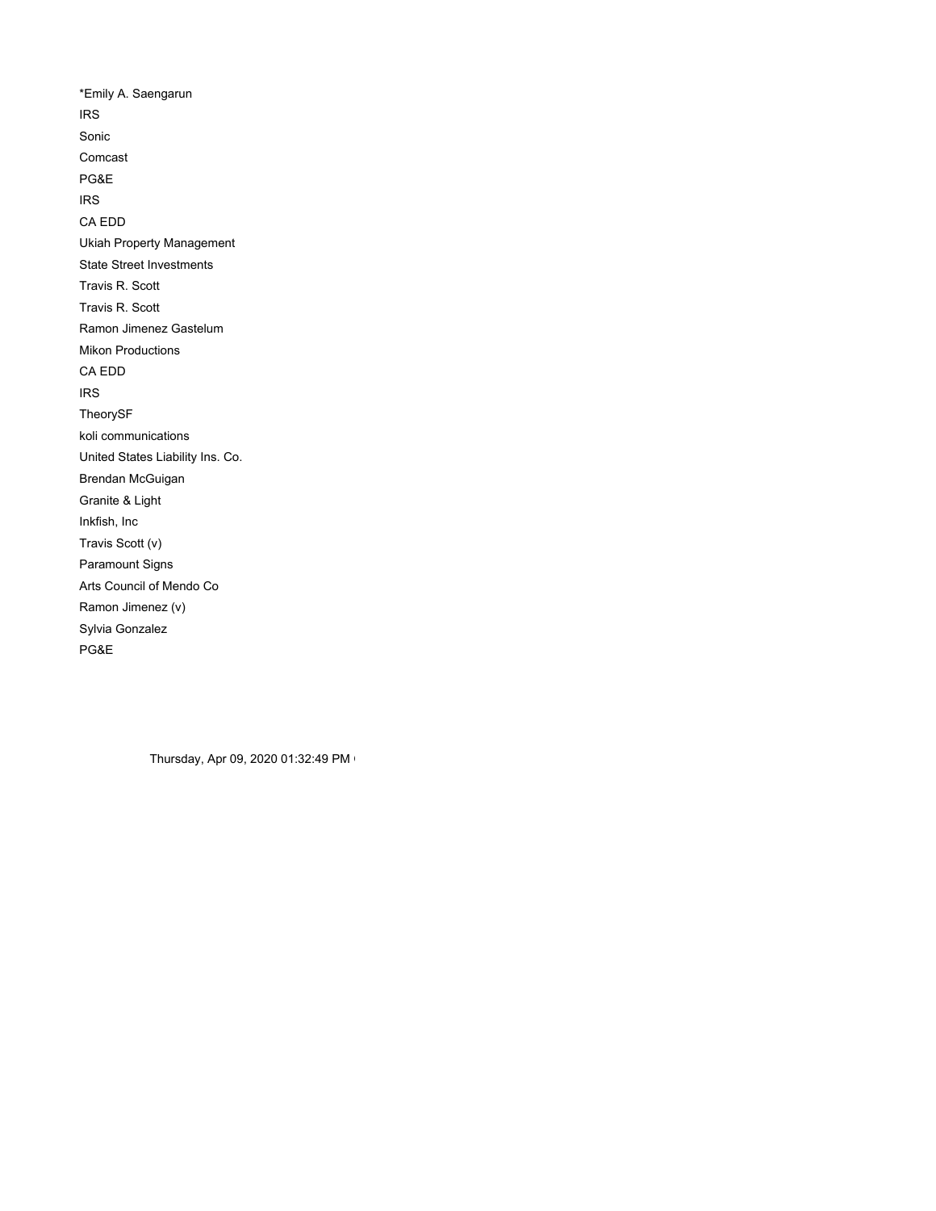*Emily A. Saengarun

IRS

Sonic

Comcast

PG&E

IRS

CA EDD

Ukiah Property Management

State Street Investments

Travis R. Scott

Travis R. Scott

Ramon Jimenez Gastelum

Mikon Productions

CA EDD

IRS

TheorySF

koli communications

United States Liability Ins. Co.

Brendan McGuigan

Granite & Light

Inkfish, Inc

Travis Scott (v)

Paramount Signs

Arts Council of Mendo Co

Ramon Jimenez (v)

Sylvia Gonzalez

PG&E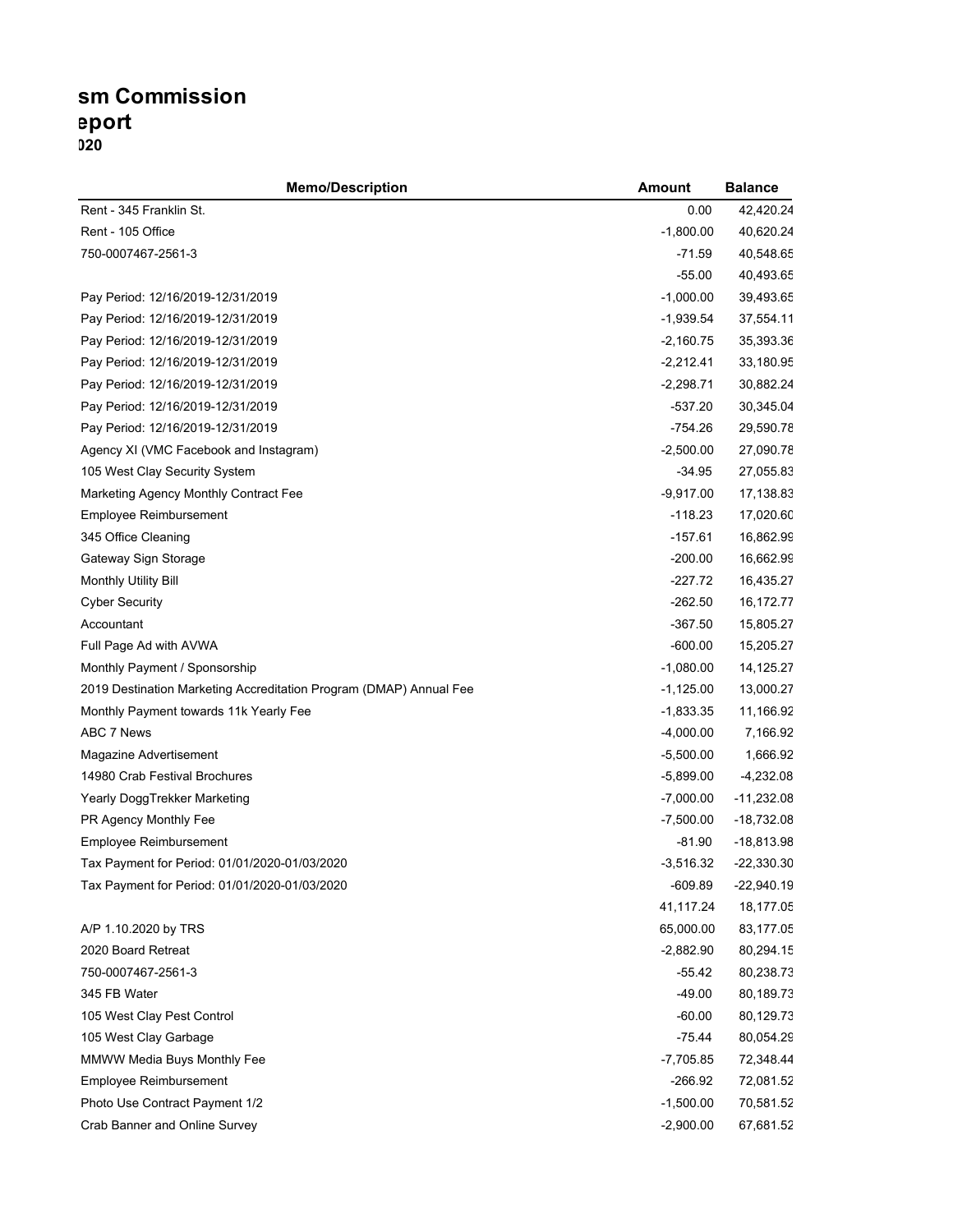# sm Commission
## eport
### 020

| Memo/Description | Amount | Balance |
|---|---|---|
| Rent - 345 Franklin St. | 0.00 | 42,420.24 |
| Rent - 105 Office | -1,800.00 | 40,620.24 |
| 750-0007467-2561-3 | -71.59 | 40,548.65 |
| | -55.00 | 40,493.65 |
| Pay Period: 12/16/2019-12/31/2019 | -1,000.00 | 39,493.65 |
| Pay Period: 12/16/2019-12/31/2019 | -1,939.54 | 37,554.11 |
| Pay Period: 12/16/2019-12/31/2019 | -2,160.75 | 35,393.36 |
| Pay Period: 12/16/2019-12/31/2019 | -2,212.41 | 33,180.95 |
| Pay Period: 12/16/2019-12/31/2019 | -2,298.71 | 30,882.24 |
| Pay Period: 12/16/2019-12/31/2019 | -537.20 | 30,345.04 |
| Pay Period: 12/16/2019-12/31/2019 | -754.26 | 29,590.78 |
| Agency XI (VMC Facebook and Instagram) | -2,500.00 | 27,090.78 |
| 105 West Clay Security System | -34.95 | 27,055.83 |
| Marketing Agency Monthly Contract Fee | -9,917.00 | 17,138.83 |
| Employee Reimbursement | -118.23 | 17,020.60 |
| 345 Office Cleaning | -157.61 | 16,862.99 |
| Gateway Sign Storage | -200.00 | 16,662.99 |
| Monthly Utility Bill | -227.72 | 16,435.27 |
| Cyber Security | -262.50 | 16,172.77 |
| Accountant | -367.50 | 15,805.27 |
| Full Page Ad with AVWA | -600.00 | 15,205.27 |
| Monthly Payment / Sponsorship | -1,080.00 | 14,125.27 |
| 2019 Destination Marketing Accreditation Program (DMAP) Annual Fee | -1,125.00 | 13,000.27 |
| Monthly Payment towards 11k Yearly Fee | -1,833.35 | 11,166.92 |
| ABC 7 News | -4,000.00 | 7,166.92 |
| Magazine Advertisement | -5,500.00 | 1,666.92 |
| 14980 Crab Festival Brochures | -5,899.00 | -4,232.08 |
| Yearly DoggTrekker Marketing | -7,000.00 | -11,232.08 |
| PR Agency Monthly Fee | -7,500.00 | -18,732.08 |
| Employee Reimbursement | -81.90 | -18,813.98 |
| Tax Payment for Period: 01/01/2020-01/03/2020 | -3,516.32 | -22,330.30 |
| Tax Payment for Period: 01/01/2020-01/03/2020 | -609.89 | -22,940.19 |
| | 41,117.24 | 18,177.05 |
| A/P 1.10.2020 by TRS | 65,000.00 | 83,177.05 |
| 2020 Board Retreat | -2,882.90 | 80,294.15 |
| 750-0007467-2561-3 | -55.42 | 80,238.73 |
| 345 FB Water | -49.00 | 80,189.73 |
| 105 West Clay Pest Control | -60.00 | 80,129.73 |
| 105 West Clay Garbage | -75.44 | 80,054.29 |
| MMWW Media Buys Monthly Fee | -7,705.85 | 72,348.44 |
| Employee Reimbursement | -266.92 | 72,081.52 |
| Photo Use Contract Payment 1/2 | -1,500.00 | 70,581.52 |
| Crab Banner and Online Survey | -2,900.00 | 67,681.52 |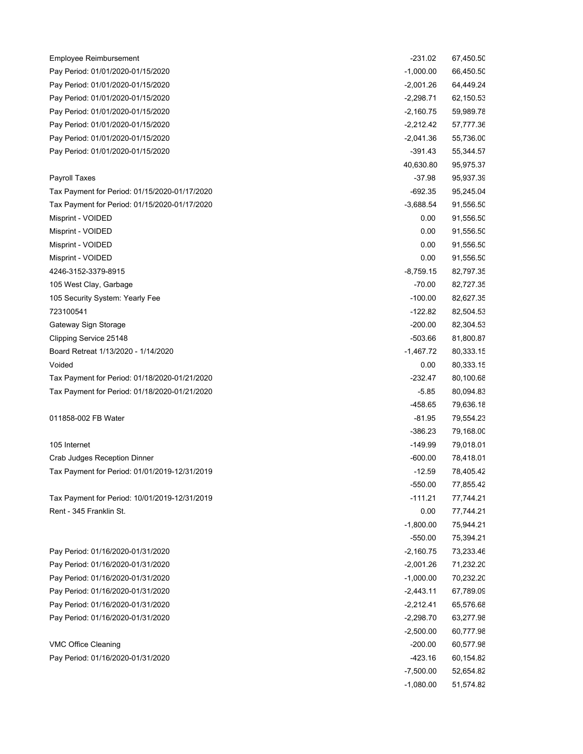| | | |
|---|---|---|
| Employee Reimbursement | -231.02 | 67,450.50 |
| Pay Period: 01/01/2020-01/15/2020 | -1,000.00 | 66,450.50 |
| Pay Period: 01/01/2020-01/15/2020 | -2,001.26 | 64,449.24 |
| Pay Period: 01/01/2020-01/15/2020 | -2,298.71 | 62,150.53 |
| Pay Period: 01/01/2020-01/15/2020 | -2,160.75 | 59,989.78 |
| Pay Period: 01/01/2020-01/15/2020 | -2,212.42 | 57,777.36 |
| Pay Period: 01/01/2020-01/15/2020 | -2,041.36 | 55,736.00 |
| Pay Period: 01/01/2020-01/15/2020 | -391.43 | 55,344.57 |
| | 40,630.80 | 95,975.37 |
| Payroll Taxes | -37.98 | 95,937.39 |
| Tax Payment for Period: 01/15/2020-01/17/2020 | -692.35 | 95,245.04 |
| Tax Payment for Period: 01/15/2020-01/17/2020 | -3,688.54 | 91,556.50 |
| Misprint - VOIDED | 0.00 | 91,556.50 |
| Misprint - VOIDED | 0.00 | 91,556.50 |
| Misprint - VOIDED | 0.00 | 91,556.50 |
| Misprint - VOIDED | 0.00 | 91,556.50 |
| 4246-3152-3379-8915 | -8,759.15 | 82,797.35 |
| 105 West Clay, Garbage | -70.00 | 82,727.35 |
| 105 Security System: Yearly Fee | -100.00 | 82,627.35 |
| 723100541 | -122.82 | 82,504.53 |
| Gateway Sign Storage | -200.00 | 82,304.53 |
| Clipping Service 25148 | -503.66 | 81,800.87 |
| Board Retreat 1/13/2020 - 1/14/2020 | -1,467.72 | 80,333.15 |
| Voided | 0.00 | 80,333.15 |
| Tax Payment for Period: 01/18/2020-01/21/2020 | -232.47 | 80,100.68 |
| Tax Payment for Period: 01/18/2020-01/21/2020 | -5.85 | 80,094.83 |
| | -458.65 | 79,636.18 |
| 011858-002 FB Water | -81.95 | 79,554.23 |
| | -386.23 | 79,168.00 |
| 105 Internet | -149.99 | 79,018.01 |
| Crab Judges Reception Dinner | -600.00 | 78,418.01 |
| Tax Payment for Period: 01/01/2019-12/31/2019 | -12.59 | 78,405.42 |
| | -550.00 | 77,855.42 |
| Tax Payment for Period: 10/01/2019-12/31/2019 | -111.21 | 77,744.21 |
| Rent - 345 Franklin St. | 0.00 | 77,744.21 |
| | -1,800.00 | 75,944.21 |
| | -550.00 | 75,394.21 |
| Pay Period: 01/16/2020-01/31/2020 | -2,160.75 | 73,233.46 |
| Pay Period: 01/16/2020-01/31/2020 | -2,001.26 | 71,232.20 |
| Pay Period: 01/16/2020-01/31/2020 | -1,000.00 | 70,232.20 |
| Pay Period: 01/16/2020-01/31/2020 | -2,443.11 | 67,789.09 |
| Pay Period: 01/16/2020-01/31/2020 | -2,212.41 | 65,576.68 |
| Pay Period: 01/16/2020-01/31/2020 | -2,298.70 | 63,277.98 |
| | -2,500.00 | 60,777.98 |
| VMC Office Cleaning | -200.00 | 60,577.98 |
| Pay Period: 01/16/2020-01/31/2020 | -423.16 | 60,154.82 |
| | -7,500.00 | 52,654.82 |
| | -1,080.00 | 51,574.82 |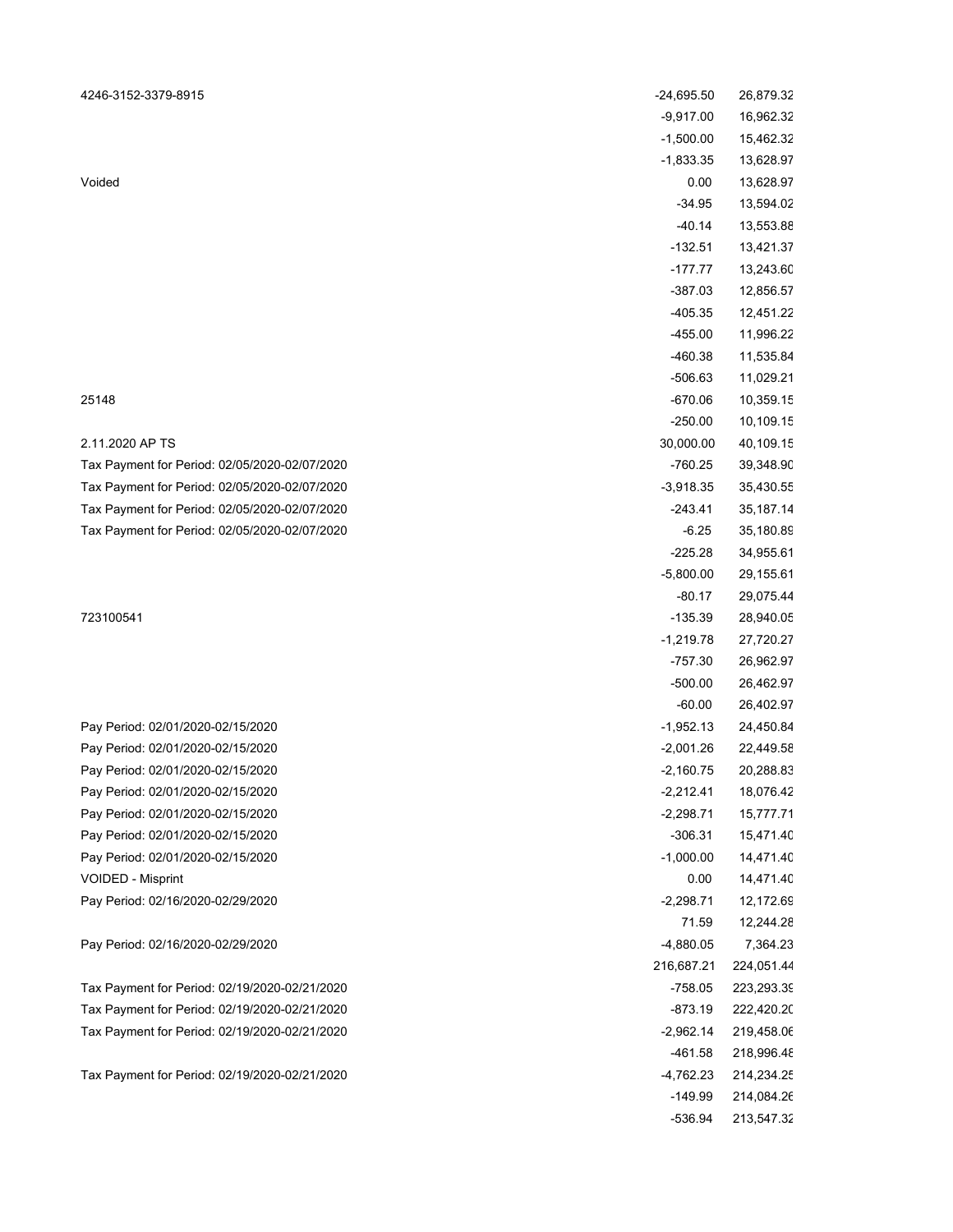| | | |
|---|---|---|
| 4246-3152-3379-8915 | -24,695.50 | 26,879.32 |
| | -9,917.00 | 16,962.32 |
| | -1,500.00 | 15,462.32 |
| | -1,833.35 | 13,628.97 |
| Voided | 0.00 | 13,628.97 |
| | -34.95 | 13,594.02 |
| | -40.14 | 13,553.88 |
| | -132.51 | 13,421.37 |
| | -177.77 | 13,243.60 |
| | -387.03 | 12,856.57 |
| | -405.35 | 12,451.22 |
| | -455.00 | 11,996.22 |
| | -460.38 | 11,535.84 |
| | -506.63 | 11,029.21 |
| 25148 | -670.06 | 10,359.15 |
| | -250.00 | 10,109.15 |
| 2.11.2020 AP TS | 30,000.00 | 40,109.15 |
| Tax Payment for Period: 02/05/2020-02/07/2020 | -760.25 | 39,348.90 |
| Tax Payment for Period: 02/05/2020-02/07/2020 | -3,918.35 | 35,430.55 |
| Tax Payment for Period: 02/05/2020-02/07/2020 | -243.41 | 35,187.14 |
| Tax Payment for Period: 02/05/2020-02/07/2020 | -6.25 | 35,180.89 |
| | -225.28 | 34,955.61 |
| | -5,800.00 | 29,155.61 |
| | -80.17 | 29,075.44 |
| 723100541 | -135.39 | 28,940.05 |
| | -1,219.78 | 27,720.27 |
| | -757.30 | 26,962.97 |
| | -500.00 | 26,462.97 |
| | -60.00 | 26,402.97 |
| Pay Period: 02/01/2020-02/15/2020 | -1,952.13 | 24,450.84 |
| Pay Period: 02/01/2020-02/15/2020 | -2,001.26 | 22,449.58 |
| Pay Period: 02/01/2020-02/15/2020 | -2,160.75 | 20,288.83 |
| Pay Period: 02/01/2020-02/15/2020 | -2,212.41 | 18,076.42 |
| Pay Period: 02/01/2020-02/15/2020 | -2,298.71 | 15,777.71 |
| Pay Period: 02/01/2020-02/15/2020 | -306.31 | 15,471.40 |
| Pay Period: 02/01/2020-02/15/2020 | -1,000.00 | 14,471.40 |
| VOIDED - Misprint | 0.00 | 14,471.40 |
| Pay Period: 02/16/2020-02/29/2020 | -2,298.71 | 12,172.69 |
| | 71.59 | 12,244.28 |
| Pay Period: 02/16/2020-02/29/2020 | -4,880.05 | 7,364.23 |
| | 216,687.21 | 224,051.44 |
| Tax Payment for Period: 02/19/2020-02/21/2020 | -758.05 | 223,293.39 |
| Tax Payment for Period: 02/19/2020-02/21/2020 | -873.19 | 222,420.20 |
| Tax Payment for Period: 02/19/2020-02/21/2020 | -2,962.14 | 219,458.06 |
| | -461.58 | 218,996.48 |
| Tax Payment for Period: 02/19/2020-02/21/2020 | -4,762.23 | 214,234.25 |
| | -149.99 | 214,084.26 |
| | -536.94 | 213,547.32 |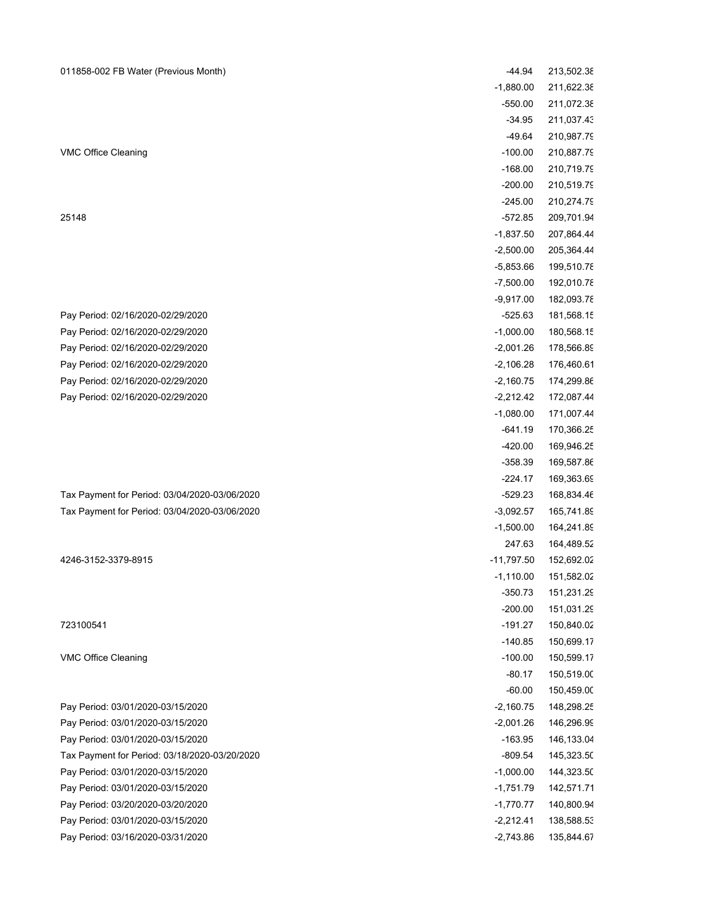| | | |
|---|---|---|
| 011858-002 FB Water (Previous Month) | -44.94 | 213,502.38 |
| | -1,880.00 | 211,622.38 |
| | -550.00 | 211,072.38 |
| | -34.95 | 211,037.43 |
| | -49.64 | 210,987.79 |
| VMC Office Cleaning | -100.00 | 210,887.79 |
| | -168.00 | 210,719.79 |
| | -200.00 | 210,519.79 |
| | -245.00 | 210,274.79 |
| 25148 | -572.85 | 209,701.94 |
| | -1,837.50 | 207,864.44 |
| | -2,500.00 | 205,364.44 |
| | -5,853.66 | 199,510.78 |
| | -7,500.00 | 192,010.78 |
| | -9,917.00 | 182,093.78 |
| Pay Period: 02/16/2020-02/29/2020 | -525.63 | 181,568.15 |
| Pay Period: 02/16/2020-02/29/2020 | -1,000.00 | 180,568.15 |
| Pay Period: 02/16/2020-02/29/2020 | -2,001.26 | 178,566.89 |
| Pay Period: 02/16/2020-02/29/2020 | -2,106.28 | 176,460.61 |
| Pay Period: 02/16/2020-02/29/2020 | -2,160.75 | 174,299.86 |
| Pay Period: 02/16/2020-02/29/2020 | -2,212.42 | 172,087.44 |
| | -1,080.00 | 171,007.44 |
| | -641.19 | 170,366.25 |
| | -420.00 | 169,946.25 |
| | -358.39 | 169,587.86 |
| | -224.17 | 169,363.69 |
| Tax Payment for Period: 03/04/2020-03/06/2020 | -529.23 | 168,834.46 |
| Tax Payment for Period: 03/04/2020-03/06/2020 | -3,092.57 | 165,741.89 |
| | -1,500.00 | 164,241.89 |
| | 247.63 | 164,489.52 |
| 4246-3152-3379-8915 | -11,797.50 | 152,692.02 |
| | -1,110.00 | 151,582.02 |
| | -350.73 | 151,231.29 |
| | -200.00 | 151,031.29 |
| 723100541 | -191.27 | 150,840.02 |
| | -140.85 | 150,699.17 |
| VMC Office Cleaning | -100.00 | 150,599.17 |
| | -80.17 | 150,519.00 |
| | -60.00 | 150,459.00 |
| Pay Period: 03/01/2020-03/15/2020 | -2,160.75 | 148,298.25 |
| Pay Period: 03/01/2020-03/15/2020 | -2,001.26 | 146,296.99 |
| Pay Period: 03/01/2020-03/15/2020 | -163.95 | 146,133.04 |
| Tax Payment for Period: 03/18/2020-03/20/2020 | -809.54 | 145,323.50 |
| Pay Period: 03/01/2020-03/15/2020 | -1,000.00 | 144,323.50 |
| Pay Period: 03/01/2020-03/15/2020 | -1,751.79 | 142,571.71 |
| Pay Period: 03/20/2020-03/20/2020 | -1,770.77 | 140,800.94 |
| Pay Period: 03/01/2020-03/15/2020 | -2,212.41 | 138,588.53 |
| Pay Period: 03/16/2020-03/31/2020 | -2,743.86 | 135,844.67 |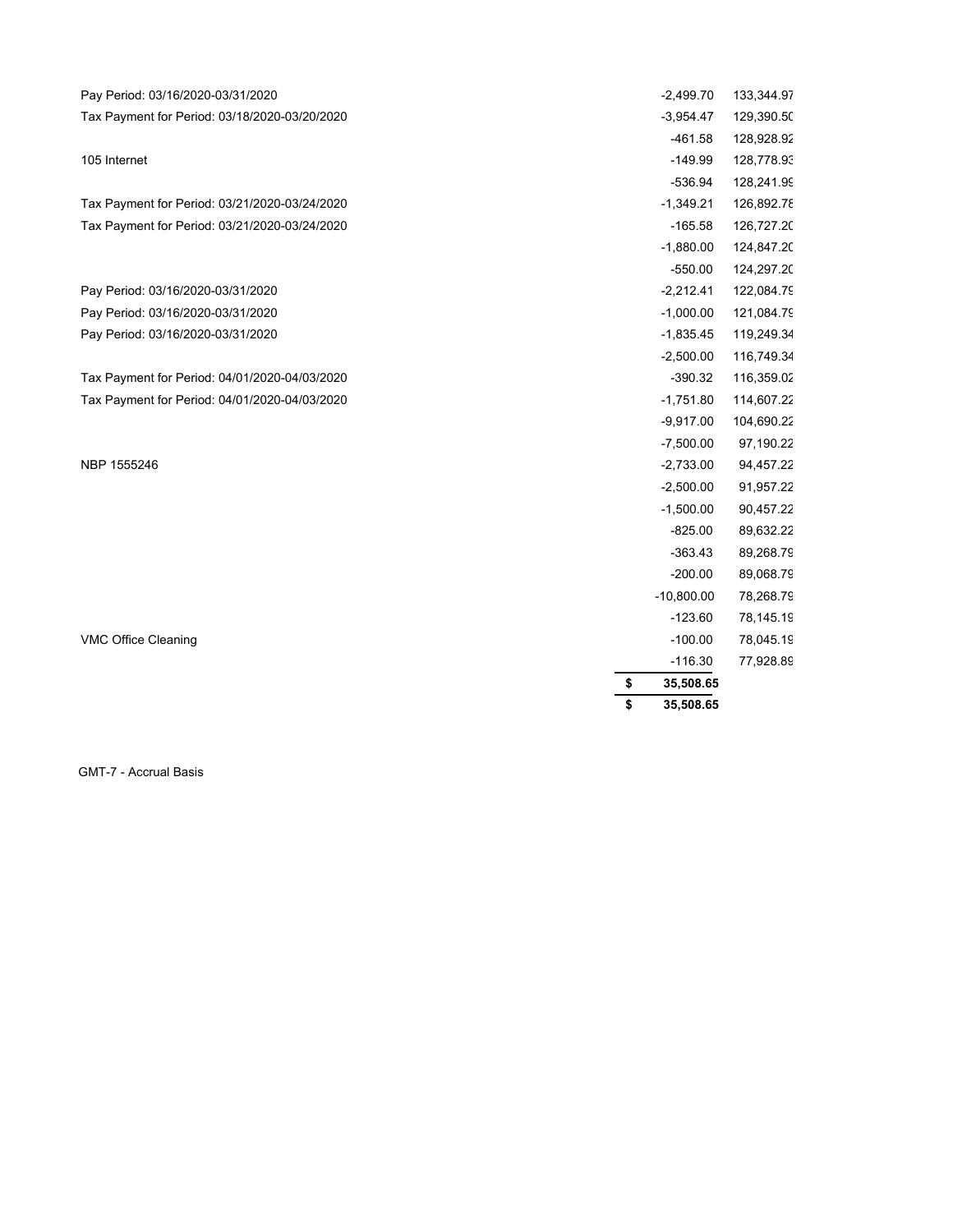| Memo | Amount | Balance |
|---|---|---|
| Pay Period: 03/16/2020-03/31/2020 | -2,499.70 | 133,344.97 |
| Tax Payment for Period: 03/18/2020-03/20/2020 | -3,954.47 | 129,390.50 |
| | -461.58 | 128,928.92 |
| 105 Internet | -149.99 | 128,778.93 |
| | -536.94 | 128,241.99 |
| Tax Payment for Period: 03/21/2020-03/24/2020 | -1,349.21 | 126,892.78 |
| Tax Payment for Period: 03/21/2020-03/24/2020 | -165.58 | 126,727.20 |
| | -1,880.00 | 124,847.20 |
| | -550.00 | 124,297.20 |
| Pay Period: 03/16/2020-03/31/2020 | -2,212.41 | 122,084.79 |
| Pay Period: 03/16/2020-03/31/2020 | -1,000.00 | 121,084.79 |
| Pay Period: 03/16/2020-03/31/2020 | -1,835.45 | 119,249.34 |
| | -2,500.00 | 116,749.34 |
| Tax Payment for Period: 04/01/2020-04/03/2020 | -390.32 | 116,359.02 |
| Tax Payment for Period: 04/01/2020-04/03/2020 | -1,751.80 | 114,607.22 |
| | -9,917.00 | 104,690.22 |
| | -7,500.00 | 97,190.22 |
| NBP 1555246 | -2,733.00 | 94,457.22 |
| | -2,500.00 | 91,957.22 |
| | -1,500.00 | 90,457.22 |
| | -825.00 | 89,632.22 |
| | -363.43 | 89,268.79 |
| | -200.00 | 89,068.79 |
| | -10,800.00 | 78,268.79 |
| | -123.60 | 78,145.19 |
| VMC Office Cleaning | -100.00 | 78,045.19 |
| | -116.30 | 77,928.89 |
| | **$ 35,508.65** | |
| | **$ 35,508.65** | |

GMT-7 - Accrual Basis